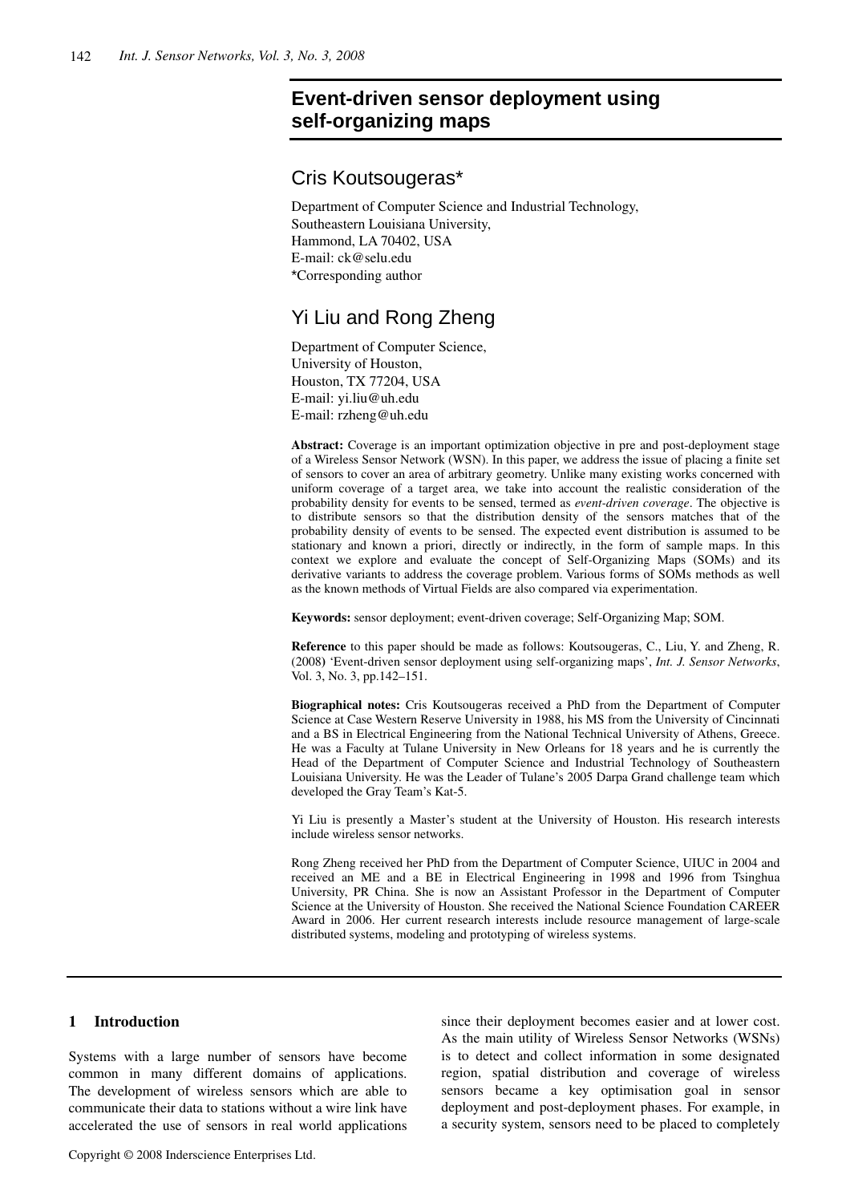# Event-driven sensor deployment using self-organizing maps

## Cris Koutsougeras*

Department of Computer Science and Industrial Technology,
Southeastern Louisiana University,
Hammond, LA 70402, USA
E-mail: ck@selu.edu
*Corresponding author

## Yi Liu and Rong Zheng

Department of Computer Science,
University of Houston,
Houston, TX 77204, USA
E-mail: yi.liu@uh.edu
E-mail: rzheng@uh.edu

**Abstract:** Coverage is an important optimization objective in pre and post-deployment stage of a Wireless Sensor Network (WSN). In this paper, we address the issue of placing a finite set of sensors to cover an area of arbitrary geometry. Unlike many existing works concerned with uniform coverage of a target area, we take into account the realistic consideration of the probability density for events to be sensed, termed as *event-driven coverage*. The objective is to distribute sensors so that the distribution density of the sensors matches that of the probability density of events to be sensed. The expected event distribution is assumed to be stationary and known a priori, directly or indirectly, in the form of sample maps. In this context we explore and evaluate the concept of Self-Organizing Maps (SOMs) and its derivative variants to address the coverage problem. Various forms of SOMs methods as well as the known methods of Virtual Fields are also compared via experimentation.

**Keywords:** sensor deployment; event-driven coverage; Self-Organizing Map; SOM.

**Reference** to this paper should be made as follows: Koutsougeras, C., Liu, Y. and Zheng, R. (2008) 'Event-driven sensor deployment using self-organizing maps', *Int. J. Sensor Networks*, Vol. 3, No. 3, pp.142–151.

**Biographical notes:** Cris Koutsougeras received a PhD from the Department of Computer Science at Case Western Reserve University in 1988, his MS from the University of Cincinnati and a BS in Electrical Engineering from the National Technical University of Athens, Greece. He was a Faculty at Tulane University in New Orleans for 18 years and he is currently the Head of the Department of Computer Science and Industrial Technology of Southeastern Louisiana University. He was the Leader of Tulane's 2005 Darpa Grand challenge team which developed the Gray Team's Kat-5.

Yi Liu is presently a Master's student at the University of Houston. His research interests include wireless sensor networks.

Rong Zheng received her PhD from the Department of Computer Science, UIUC in 2004 and received an ME and a BE in Electrical Engineering in 1998 and 1996 from Tsinghua University, PR China. She is now an Assistant Professor in the Department of Computer Science at the University of Houston. She received the National Science Foundation CAREER Award in 2006. Her current research interests include resource management of large-scale distributed systems, modeling and prototyping of wireless systems.

## 1 Introduction

Systems with a large number of sensors have become common in many different domains of applications. The development of wireless sensors which are able to communicate their data to stations without a wire link have accelerated the use of sensors in real world applications since their deployment becomes easier and at lower cost. As the main utility of Wireless Sensor Networks (WSNs) is to detect and collect information in some designated region, spatial distribution and coverage of wireless sensors became a key optimisation goal in sensor deployment and post-deployment phases. For example, in a security system, sensors need to be placed to completely

Copyright © 2008 Inderscience Enterprises Ltd.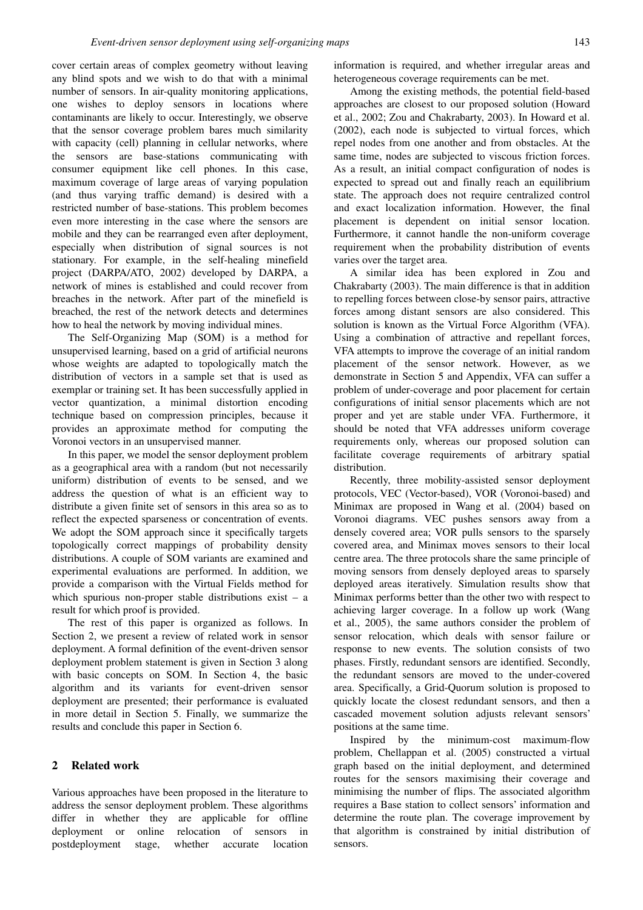cover certain areas of complex geometry without leaving any blind spots and we wish to do that with a minimal number of sensors. In air-quality monitoring applications, one wishes to deploy sensors in locations where contaminants are likely to occur. Interestingly, we observe that the sensor coverage problem bares much similarity with capacity (cell) planning in cellular networks, where the sensors are base-stations communicating with consumer equipment like cell phones. In this case, maximum coverage of large areas of varying population (and thus varying traffic demand) is desired with a restricted number of base-stations. This problem becomes even more interesting in the case where the sensors are mobile and they can be rearranged even after deployment, especially when distribution of signal sources is not stationary. For example, in the self-healing minefield project (DARPA/ATO, 2002) developed by DARPA, a network of mines is established and could recover from breaches in the network. After part of the minefield is breached, the rest of the network detects and determines how to heal the network by moving individual mines.

The Self-Organizing Map (SOM) is a method for unsupervised learning, based on a grid of artificial neurons whose weights are adapted to topologically match the distribution of vectors in a sample set that is used as exemplar or training set. It has been successfully applied in vector quantization, a minimal distortion encoding technique based on compression principles, because it provides an approximate method for computing the Voronoi vectors in an unsupervised manner.

In this paper, we model the sensor deployment problem as a geographical area with a random (but not necessarily uniform) distribution of events to be sensed, and we address the question of what is an efficient way to distribute a given finite set of sensors in this area so as to reflect the expected sparseness or concentration of events. We adopt the SOM approach since it specifically targets topologically correct mappings of probability density distributions. A couple of SOM variants are examined and experimental evaluations are performed. In addition, we provide a comparison with the Virtual Fields method for which spurious non-proper stable distributions exist – a result for which proof is provided.

The rest of this paper is organized as follows. In Section 2, we present a review of related work in sensor deployment. A formal definition of the event-driven sensor deployment problem statement is given in Section 3 along with basic concepts on SOM. In Section 4, the basic algorithm and its variants for event-driven sensor deployment are presented; their performance is evaluated in more detail in Section 5. Finally, we summarize the results and conclude this paper in Section 6.

## 2 Related work

Various approaches have been proposed in the literature to address the sensor deployment problem. These algorithms differ in whether they are applicable for offline deployment or online relocation of sensors in postdeployment stage, whether accurate location information is required, and whether irregular areas and heterogeneous coverage requirements can be met.

Among the existing methods, the potential field-based approaches are closest to our proposed solution (Howard et al., 2002; Zou and Chakrabarty, 2003). In Howard et al. (2002), each node is subjected to virtual forces, which repel nodes from one another and from obstacles. At the same time, nodes are subjected to viscous friction forces. As a result, an initial compact configuration of nodes is expected to spread out and finally reach an equilibrium state. The approach does not require centralized control and exact localization information. However, the final placement is dependent on initial sensor location. Furthermore, it cannot handle the non-uniform coverage requirement when the probability distribution of events varies over the target area.

A similar idea has been explored in Zou and Chakrabarty (2003). The main difference is that in addition to repelling forces between close-by sensor pairs, attractive forces among distant sensors are also considered. This solution is known as the Virtual Force Algorithm (VFA). Using a combination of attractive and repellant forces, VFA attempts to improve the coverage of an initial random placement of the sensor network. However, as we demonstrate in Section 5 and Appendix, VFA can suffer a problem of under-coverage and poor placement for certain configurations of initial sensor placements which are not proper and yet are stable under VFA. Furthermore, it should be noted that VFA addresses uniform coverage requirements only, whereas our proposed solution can facilitate coverage requirements of arbitrary spatial distribution.

Recently, three mobility-assisted sensor deployment protocols, VEC (Vector-based), VOR (Voronoi-based) and Minimax are proposed in Wang et al. (2004) based on Voronoi diagrams. VEC pushes sensors away from a densely covered area; VOR pulls sensors to the sparsely covered area, and Minimax moves sensors to their local centre area. The three protocols share the same principle of moving sensors from densely deployed areas to sparsely deployed areas iteratively. Simulation results show that Minimax performs better than the other two with respect to achieving larger coverage. In a follow up work (Wang et al., 2005), the same authors consider the problem of sensor relocation, which deals with sensor failure or response to new events. The solution consists of two phases. Firstly, redundant sensors are identified. Secondly, the redundant sensors are moved to the under-covered area. Specifically, a Grid-Quorum solution is proposed to quickly locate the closest redundant sensors, and then a cascaded movement solution adjusts relevant sensors' positions at the same time.

Inspired by the minimum-cost maximum-flow problem, Chellappan et al. (2005) constructed a virtual graph based on the initial deployment, and determined routes for the sensors maximising their coverage and minimising the number of flips. The associated algorithm requires a Base station to collect sensors' information and determine the route plan. The coverage improvement by that algorithm is constrained by initial distribution of sensors.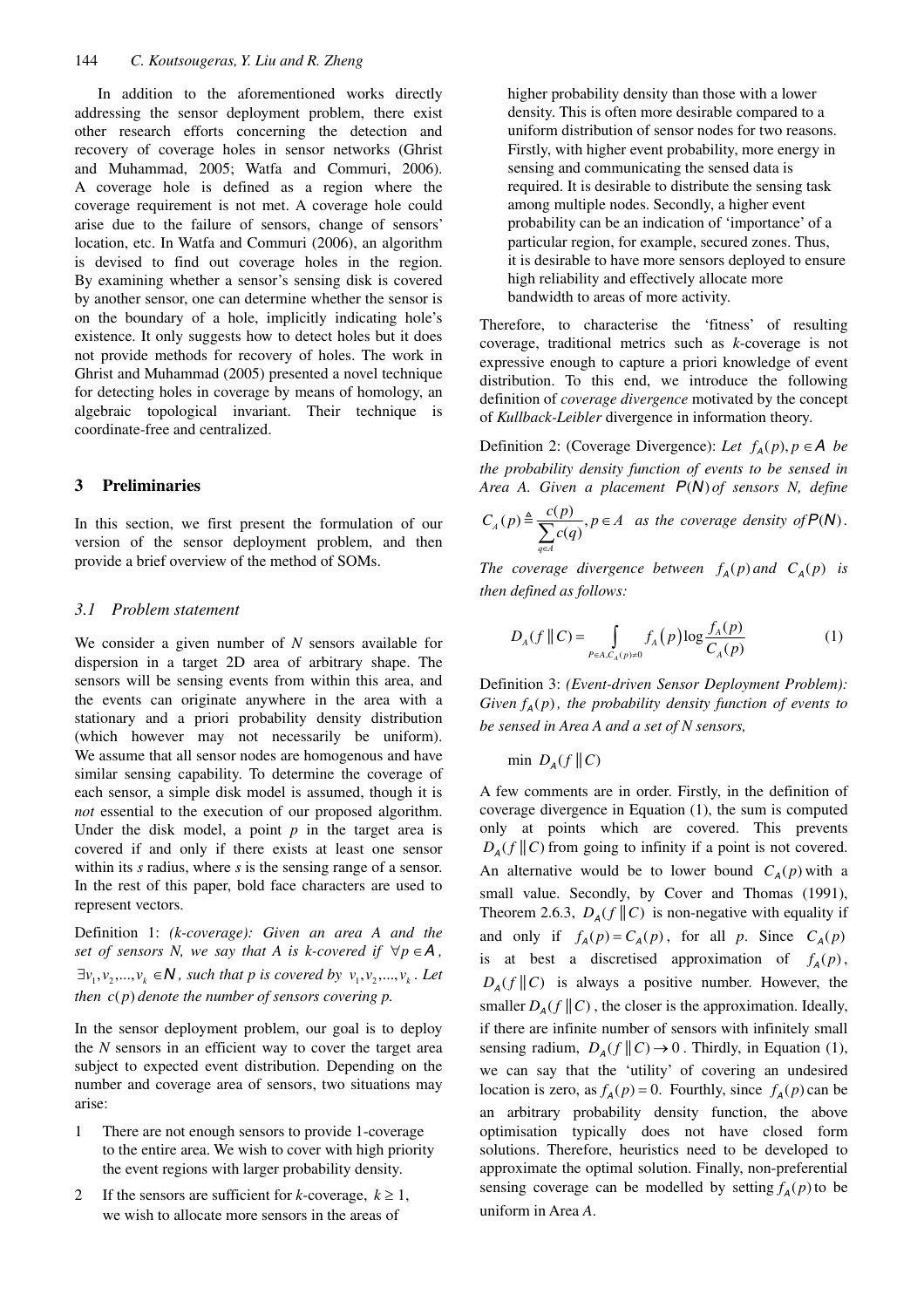In addition to the aforementioned works directly addressing the sensor deployment problem, there exist other research efforts concerning the detection and recovery of coverage holes in sensor networks (Ghrist and Muhammad, 2005; Watfa and Commuri, 2006). A coverage hole is defined as a region where the coverage requirement is not met. A coverage hole could arise due to the failure of sensors, change of sensors' location, etc. In Watfa and Commuri (2006), an algorithm is devised to find out coverage holes in the region. By examining whether a sensor's sensing disk is covered by another sensor, one can determine whether the sensor is on the boundary of a hole, implicitly indicating hole's existence. It only suggests how to detect holes but it does not provide methods for recovery of holes. The work in Ghrist and Muhammad (2005) presented a novel technique for detecting holes in coverage by means of homology, an algebraic topological invariant. Their technique is coordinate-free and centralized.

## 3 Preliminaries

In this section, we first present the formulation of our version of the sensor deployment problem, and then provide a brief overview of the method of SOMs.

### 3.1 Problem statement

We consider a given number of *N* sensors available for dispersion in a target 2D area of arbitrary shape. The sensors will be sensing events from within this area, and the events can originate anywhere in the area with a stationary and a priori probability density distribution (which however may not necessarily be uniform). We assume that all sensor nodes are homogenous and have similar sensing capability. To determine the coverage of each sensor, a simple disk model is assumed, though it is *not* essential to the execution of our proposed algorithm. Under the disk model, a point *p* in the target area is covered if and only if there exists at least one sensor within its *s* radius, where *s* is the sensing range of a sensor. In the rest of this paper, bold face characters are used to represent vectors.

Definition 1: *(k-coverage): Given an area A and the set of sensors N, we say that A is k-covered if* $\forall p \in A$, $\exists v_1, v_2, ..., v_k \in \mathbf{N}$, *such that p is covered by* $v_1, v_2, ..., v_k$. *Let then* $c(p)$ *denote the number of sensors covering p.*

In the sensor deployment problem, our goal is to deploy the *N* sensors in an efficient way to cover the target area subject to expected event distribution. Depending on the number and coverage area of sensors, two situations may arise:

1. There are not enough sensors to provide 1-coverage to the entire area. We wish to cover with high priority the event regions with larger probability density.
2. If the sensors are sufficient for *k*-coverage, $k \geq 1$, we wish to allocate more sensors in the areas of higher probability density than those with a lower density. This is often more desirable compared to a uniform distribution of sensor nodes for two reasons. Firstly, with higher event probability, more energy in sensing and communicating the sensed data is required. It is desirable to distribute the sensing task among multiple nodes. Secondly, a higher event probability can be an indication of 'importance' of a particular region, for example, secured zones. Thus, it is desirable to have more sensors deployed to ensure high reliability and effectively allocate more bandwidth to areas of more activity.

Therefore, to characterise the 'fitness' of resulting coverage, traditional metrics such as *k*-coverage is not expressive enough to capture a priori knowledge of event distribution. To this end, we introduce the following definition of *coverage divergence* motivated by the concept of *Kullback-Leibler* divergence in information theory.

Definition 2: (Coverage Divergence): *Let* $f_A(p), p \in A$ *be the probability density function of events to be sensed in Area A. Given a placement* $P(\mathbf{N})$ *of sensors N, define* $C_A(p) \triangleq \frac{c(p)}{\sum_{q \in A} c(q)}, p \in A$ *as the coverage density of* $P(\mathbf{N})$.

*The coverage divergence between* $f_A(p)$ *and* $C_A(p)$ *is then defined as follows:*

$$D_A(f \,\|\, C) = \int_{P \in A, C_A(p) \neq 0} f_A(p) \log \frac{f_A(p)}{C_A(p)} \tag{1}$$

Definition 3: *(Event-driven Sensor Deployment Problem): Given* $f_A(p)$, *the probability density function of events to be sensed in Area A and a set of N sensors,*

$$\min \; D_A(f \,\|\, C)$$

A few comments are in order. Firstly, in the definition of coverage divergence in Equation (1), the sum is computed only at points which are covered. This prevents $D_A(f \,\|\, C)$ from going to infinity if a point is not covered. An alternative would be to lower bound $C_A(p)$ with a small value. Secondly, by Cover and Thomas (1991), Theorem 2.6.3, $D_A(f \,\|\, C)$ is non-negative with equality if and only if $f_A(p) = C_A(p)$, for all *p*. Since $C_A(p)$ is at best a discretised approximation of $f_A(p)$, $D_A(f \,\|\, C)$ is always a positive number. However, the smaller $D_A(f \,\|\, C)$, the closer is the approximation. Ideally, if there are infinite number of sensors with infinitely small sensing radium, $D_A(f \,\|\, C) \to 0$. Thirdly, in Equation (1), we can say that the 'utility' of covering an undesired location is zero, as $f_A(p) = 0$. Fourthly, since $f_A(p)$ can be an arbitrary probability density function, the above optimisation typically does not have closed form solutions. Therefore, heuristics need to be developed to approximate the optimal solution. Finally, non-preferential sensing coverage can be modelled by setting $f_A(p)$ to be uniform in Area *A*.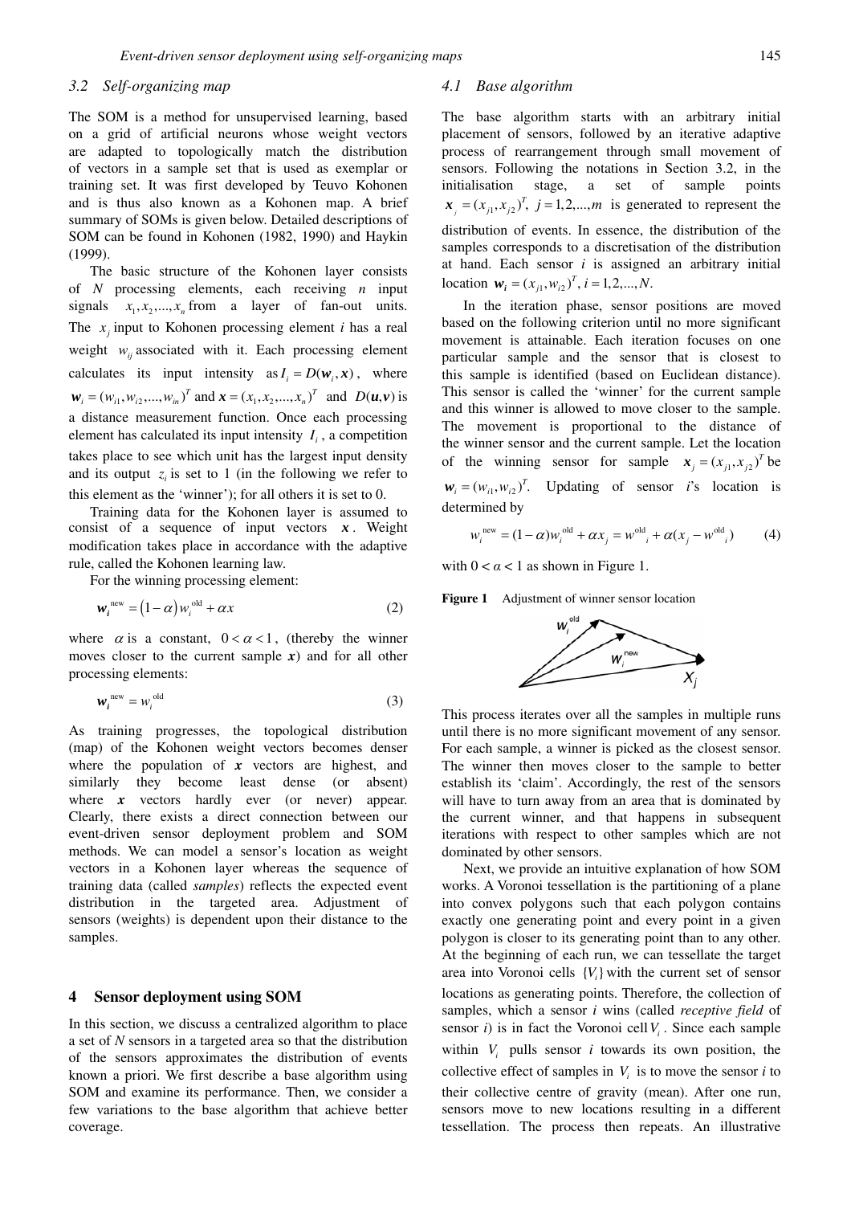### 3.2 Self-organizing map

The SOM is a method for unsupervised learning, based on a grid of artificial neurons whose weight vectors are adapted to topologically match the distribution of vectors in a sample set that is used as exemplar or training set. It was first developed by Teuvo Kohonen and is thus also known as a Kohonen map. A brief summary of SOMs is given below. Detailed descriptions of SOM can be found in Kohonen (1982, 1990) and Haykin (1999).

The basic structure of the Kohonen layer consists of $N$ processing elements, each receiving $n$ input signals $x_1, x_2, ..., x_n$ from a layer of fan-out units. The $x_j$ input to Kohonen processing element $i$ has a real weight $w_{ij}$ associated with it. Each processing element calculates its input intensity as $I_i = D(\boldsymbol{w}_i, \boldsymbol{x})$, where $\boldsymbol{w}_i = (w_{i1}, w_{i2}, ..., w_{in})^T$ and $\boldsymbol{x} = (x_1, x_2, ..., x_n)^T$ and $D(\boldsymbol{u}, \boldsymbol{v})$ is a distance measurement function. Once each processing element has calculated its input intensity $I_i$, a competition takes place to see which unit has the largest input density and its output $z_i$ is set to 1 (in the following we refer to this element as the 'winner'); for all others it is set to 0.

Training data for the Kohonen layer is assumed to consist of a sequence of input vectors $\boldsymbol{x}$. Weight modification takes place in accordance with the adaptive rule, called the Kohonen learning law.

For the winning processing element:

$$\boldsymbol{w}_i^{\text{new}} = (1 - \alpha) w_i^{\text{old}} + \alpha x \tag{2}$$

where $\alpha$ is a constant, $0 < \alpha < 1$, (thereby the winner moves closer to the current sample $\boldsymbol{x}$) and for all other processing elements:

$$\boldsymbol{w}_i^{\text{new}} = w_i^{\text{old}} \tag{3}$$

As training progresses, the topological distribution (map) of the Kohonen weight vectors becomes denser where the population of $\boldsymbol{x}$ vectors are highest, and similarly they become least dense (or absent) where $\boldsymbol{x}$ vectors hardly ever (or never) appear. Clearly, there exists a direct connection between our event-driven sensor deployment problem and SOM methods. We can model a sensor's location as weight vectors in a Kohonen layer whereas the sequence of training data (called *samples*) reflects the expected event distribution in the targeted area. Adjustment of sensors (weights) is dependent upon their distance to the samples.

## 4 Sensor deployment using SOM

In this section, we discuss a centralized algorithm to place a set of $N$ sensors in a targeted area so that the distribution of the sensors approximates the distribution of events known a priori. We first describe a base algorithm using SOM and examine its performance. Then, we consider a few variations to the base algorithm that achieve better coverage.

### 4.1 Base algorithm

The base algorithm starts with an arbitrary initial placement of sensors, followed by an iterative adaptive process of rearrangement through small movement of sensors. Following the notations in Section 3.2, in the initialisation stage, a set of sample points $\boldsymbol{x}_j = (x_{j1}, x_{j2})^T$, $j = 1, 2, ..., m$ is generated to represent the distribution of events. In essence, the distribution of the samples corresponds to a discretisation of the distribution at hand. Each sensor $i$ is assigned an arbitrary initial location $\boldsymbol{w}_i = (x_{j1}, w_{i2})^T$, $i = 1, 2, ..., N$.

In the iteration phase, sensor positions are moved based on the following criterion until no more significant movement is attainable. Each iteration focuses on one particular sample and the sensor that is closest to this sample is identified (based on Euclidean distance). This sensor is called the 'winner' for the current sample and this winner is allowed to move closer to the sample. The movement is proportional to the distance of the winner sensor and the current sample. Let the location of the winning sensor for sample $\boldsymbol{x}_j = (x_{j1}, x_{j2})^T$ be $\boldsymbol{w}_i = (w_{i1}, w_{i2})^T$. Updating of sensor $i$'s location is determined by

$$w_i^{\text{new}} = (1 - \alpha) w_i^{\text{old}} + \alpha x_j = w^{\text{old}}{}_i + \alpha(x_j - w^{\text{old}}{}_i) \tag{4}$$

with $0 < \alpha < 1$ as shown in Figure 1.

**Figure 1** Adjustment of winner sensor location

This process iterates over all the samples in multiple runs until there is no more significant movement of any sensor. For each sample, a winner is picked as the closest sensor. The winner then moves closer to the sample to better establish its 'claim'. Accordingly, the rest of the sensors will have to turn away from an area that is dominated by the current winner, and that happens in subsequent iterations with respect to other samples which are not dominated by other sensors.

Next, we provide an intuitive explanation of how SOM works. A Voronoi tessellation is the partitioning of a plane into convex polygons such that each polygon contains exactly one generating point and every point in a given polygon is closer to its generating point than to any other. At the beginning of each run, we can tessellate the target area into Voronoi cells $\{V_i\}$ with the current set of sensor locations as generating points. Therefore, the collection of samples, which a sensor $i$ wins (called *receptive field* of sensor $i$) is in fact the Voronoi cell $V_i$. Since each sample within $V_i$ pulls sensor $i$ towards its own position, the collective effect of samples in $V_i$ is to move the sensor $i$ to their collective centre of gravity (mean). After one run, sensors move to new locations resulting in a different tessellation. The process then repeats. An illustrative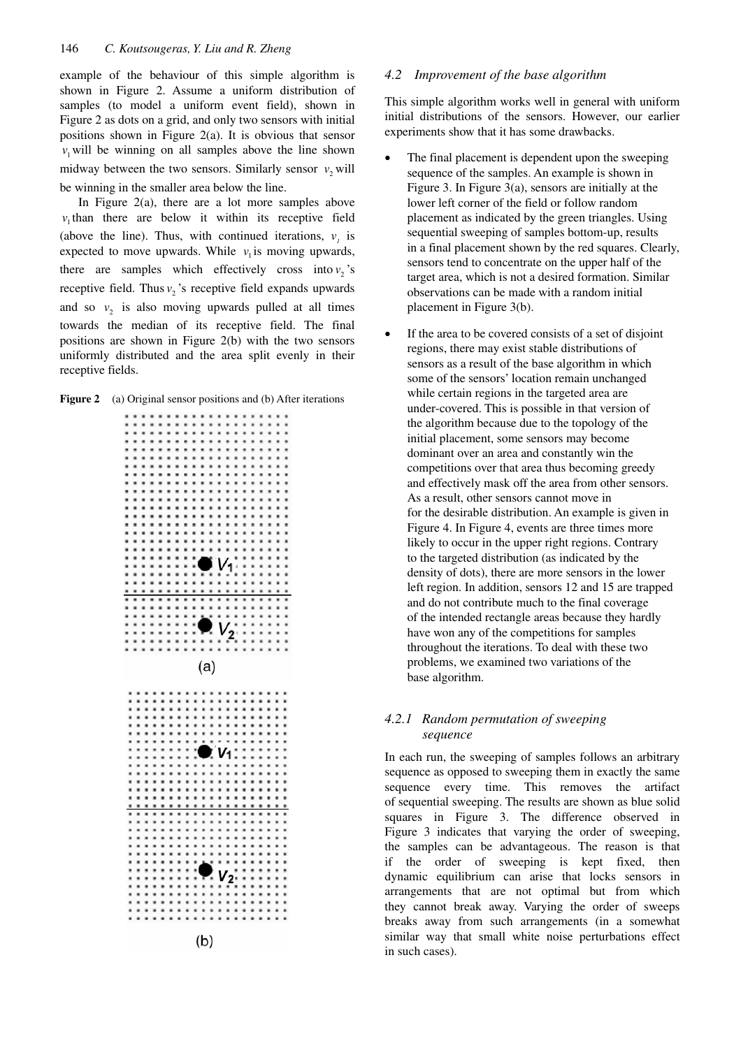example of the behaviour of this simple algorithm is shown in Figure 2. Assume a uniform distribution of samples (to model a uniform event field), shown in Figure 2 as dots on a grid, and only two sensors with initial positions shown in Figure 2(a). It is obvious that sensor $v_1$ will be winning on all samples above the line shown midway between the two sensors. Similarly sensor $v_2$ will be winning in the smaller area below the line.

In Figure 2(a), there are a lot more samples above $v_1$ than there are below it within its receptive field (above the line). Thus, with continued iterations, $v_1$ is expected to move upwards. While $v_1$ is moving upwards, there are samples which effectively cross into $v_2$'s receptive field. Thus $v_2$'s receptive field expands upwards and so $v_2$ is also moving upwards pulled at all times towards the median of its receptive field. The final positions are shown in Figure 2(b) with the two sensors uniformly distributed and the area split evenly in their receptive fields.

**Figure 2** (a) Original sensor positions and (b) After iterations

$V_1$

$V_2$

(a)

$V_1$

$V_2$

(b)

### 4.2 Improvement of the base algorithm

This simple algorithm works well in general with uniform initial distributions of the sensors. However, our earlier experiments show that it has some drawbacks.

- The final placement is dependent upon the sweeping sequence of the samples. An example is shown in Figure 3. In Figure 3(a), sensors are initially at the lower left corner of the field or follow random placement as indicated by the green triangles. Using sequential sweeping of samples bottom-up, results in a final placement shown by the red squares. Clearly, sensors tend to concentrate on the upper half of the target area, which is not a desired formation. Similar observations can be made with a random initial placement in Figure 3(b).
- If the area to be covered consists of a set of disjoint regions, there may exist stable distributions of sensors as a result of the base algorithm in which some of the sensors' location remain unchanged while certain regions in the targeted area are under-covered. This is possible in that version of the algorithm because due to the topology of the initial placement, some sensors may become dominant over an area and constantly win the competitions over that area thus becoming greedy and effectively mask off the area from other sensors. As a result, other sensors cannot move in for the desirable distribution. An example is given in Figure 4. In Figure 4, events are three times more likely to occur in the upper right regions. Contrary to the targeted distribution (as indicated by the density of dots), there are more sensors in the lower left region. In addition, sensors 12 and 15 are trapped and do not contribute much to the final coverage of the intended rectangle areas because they hardly have won any of the competitions for samples throughout the iterations. To deal with these two problems, we examined two variations of the base algorithm.

#### 4.2.1 Random permutation of sweeping sequence

In each run, the sweeping of samples follows an arbitrary sequence as opposed to sweeping them in exactly the same sequence every time. This removes the artifact of sequential sweeping. The results are shown as blue solid squares in Figure 3. The difference observed in Figure 3 indicates that varying the order of sweeping, the samples can be advantageous. The reason is that if the order of sweeping is kept fixed, then dynamic equilibrium can arise that locks sensors in arrangements that are not optimal but from which they cannot break away. Varying the order of sweeps breaks away from such arrangements (in a somewhat similar way that small white noise perturbations effect in such cases).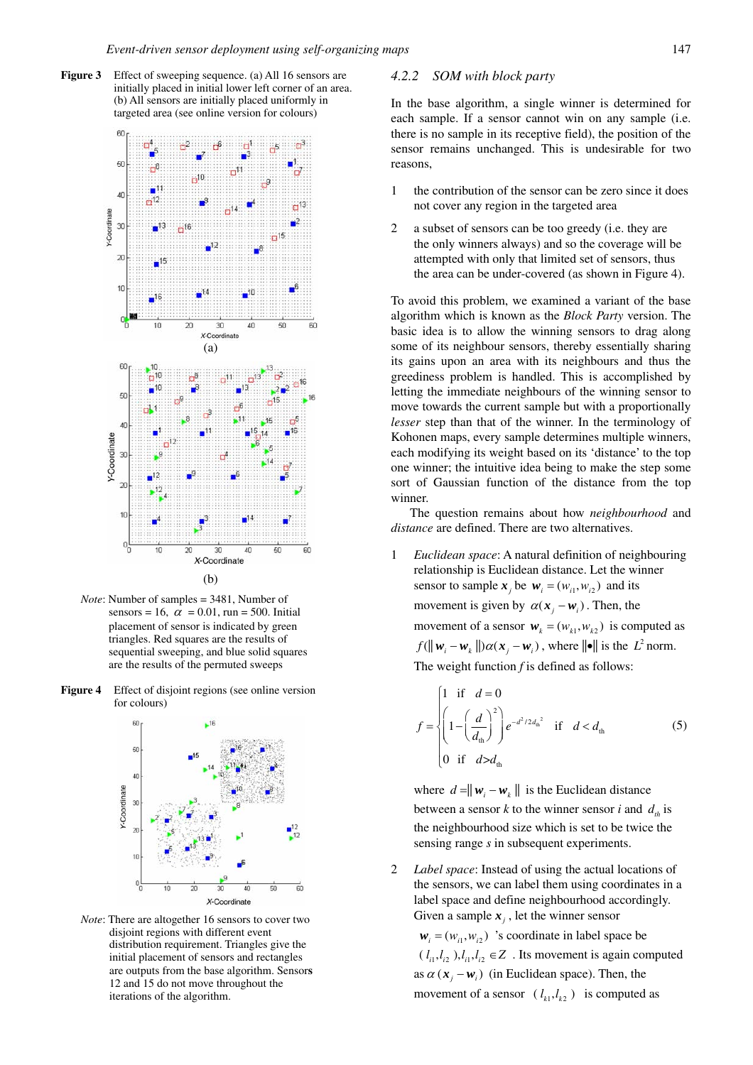**Figure 3** Effect of sweeping sequence. (a) All 16 sensors are initially placed in initial lower left corner of an area. (b) All sensors are initially placed uniformly in targeted area (see online version for colours)

(a)

(b)

*Note*: Number of samples = 3481, Number of sensors = 16, $\alpha$ = 0.01, run = 500. Initial placement of sensor is indicated by green triangles. Red squares are the results of sequential sweeping, and blue solid squares are the results of the permuted sweeps

**Figure 4** Effect of disjoint regions (see online version for colours)

*Note*: There are altogether 16 sensors to cover two disjoint regions with different event distribution requirement. Triangles give the initial placement of sensors and rectangles are outputs from the base algorithm. Sensors 12 and 15 do not move throughout the iterations of the algorithm.

### 4.2.2 *SOM with block party*

In the base algorithm, a single winner is determined for each sample. If a sensor cannot win on any sample (i.e. there is no sample in its receptive field), the position of the sensor remains unchanged. This is undesirable for two reasons,

1. the contribution of the sensor can be zero since it does not cover any region in the targeted area
2. a subset of sensors can be too greedy (i.e. they are the only winners always) and so the coverage will be attempted with only that limited set of sensors, thus the area can be under-covered (as shown in Figure 4).

To avoid this problem, we examined a variant of the base algorithm which is known as the *Block Party* version. The basic idea is to allow the winning sensors to drag along some of its neighbour sensors, thereby essentially sharing its gains upon an area with its neighbours and thus the greediness problem is handled. This is accomplished by letting the immediate neighbours of the winning sensor to move towards the current sample but with a proportionally *lesser* step than that of the winner. In the terminology of Kohonen maps, every sample determines multiple winners, each modifying its weight based on its 'distance' to the top one winner; the intuitive idea being to make the step some sort of Gaussian function of the distance from the top winner.

The question remains about how *neighbourhood* and *distance* are defined. There are two alternatives.

1. *Euclidean space*: A natural definition of neighbouring relationship is Euclidean distance. Let the winner sensor to sample $\boldsymbol{x}_j$ be $\boldsymbol{w}_i = (w_{i1}, w_{i2})$ and its movement is given by $\alpha(\boldsymbol{x}_j - \boldsymbol{w}_i)$. Then, the movement of a sensor $\boldsymbol{w}_k = (w_{k1}, w_{k2})$ is computed as $f(\|\boldsymbol{w}_i - \boldsymbol{w}_k\|)\alpha(\boldsymbol{x}_j - \boldsymbol{w}_i)$, where $\|\bullet\|$ is the $L^2$ norm. The weight function $f$ is defined as follows:

$$
f = \begin{cases} 1 & \text{if} \quad d = 0 \\ \left(1 - \left(\dfrac{d}{d_{\text{th}}}\right)^2\right) e^{-d^2/2d_{\text{th}}^2} & \text{if} \quad d < d_{\text{th}} \\ 0 & \text{if} \quad d > d_{\text{th}} \end{cases} \tag{5}
$$

where $d = \|\boldsymbol{w}_i - \boldsymbol{w}_k\|$ is the Euclidean distance between a sensor $k$ to the winner sensor $i$ and $d_{th}$ is the neighbourhood size which is set to be twice the sensing range $s$ in subsequent experiments.

2. *Label space*: Instead of using the actual locations of the sensors, we can label them using coordinates in a label space and define neighbourhood accordingly. Given a sample $\boldsymbol{x}_j$, let the winner sensor $\boldsymbol{w}_i = (w_{i1}, w_{i2})$ 's coordinate in label space be $(l_{i1}, l_{i2}), l_{i1}, l_{i2} \in Z$. Its movement is again computed as $\alpha(\boldsymbol{x}_j - \boldsymbol{w}_i)$ (in Euclidean space). Then, the movement of a sensor $(l_{k1}, l_{k2})$ is computed as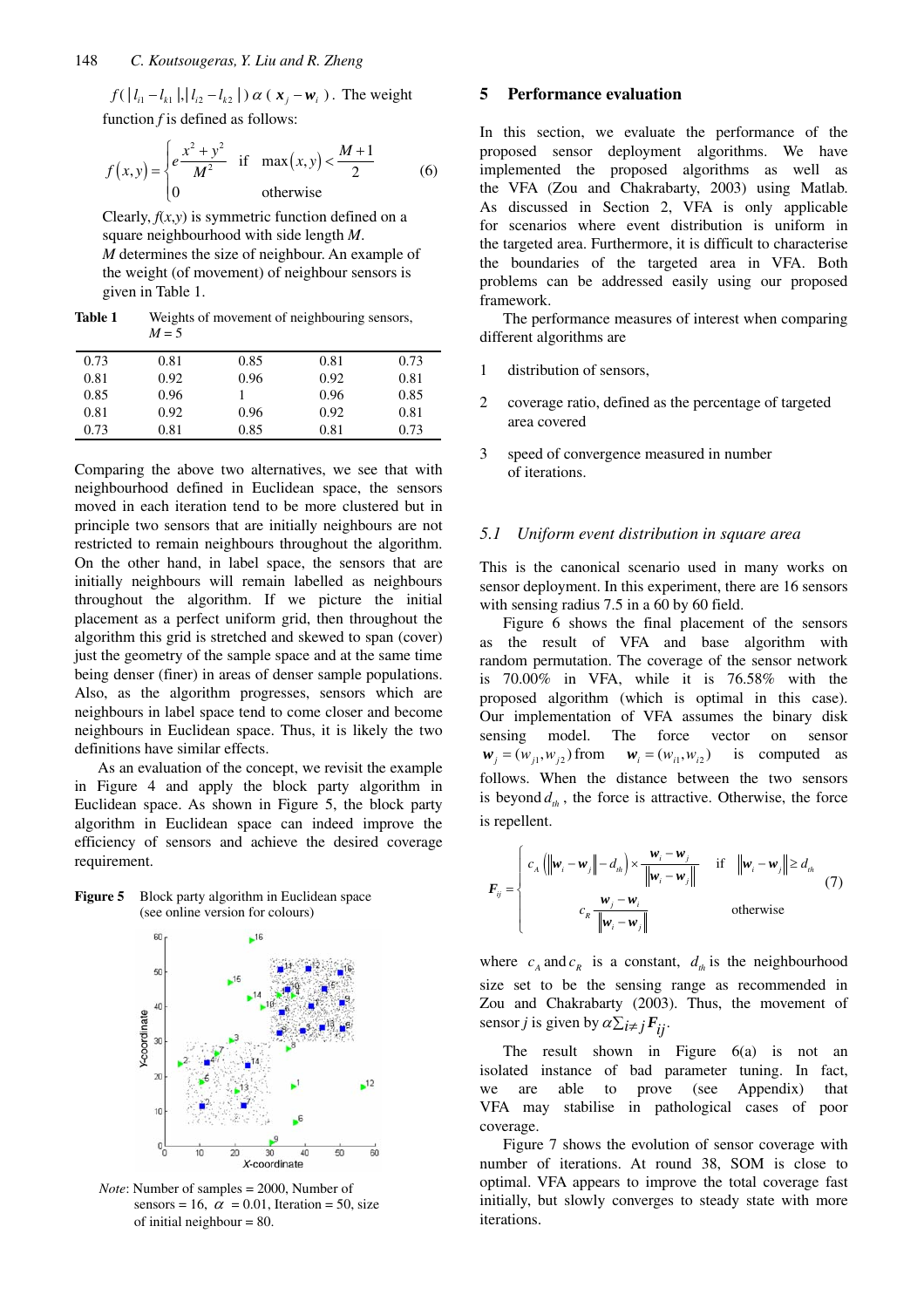$f(|l_{i1} - l_{k1}|, |l_{i2} - l_{k2}|) \alpha (\boldsymbol{x}_j - \boldsymbol{w}_i)$. The weight function $f$ is defined as follows:

$$f(x,y) = \begin{cases} e^{\frac{x^2+y^2}{M^2}} & \text{if} \quad \max(x,y) < \frac{M+1}{2} \\ 0 & \text{otherwise} \end{cases} \tag{6}$$

Clearly, $f(x,y)$ is symmetric function defined on a square neighbourhood with side length $M$. $M$ determines the size of neighbour. An example of the weight (of movement) of neighbour sensors is given in Table 1.

**Table 1** Weights of movement of neighbouring sensors, $M = 5$

| | | | | |
|---|---|---|---|---|
| 0.73 | 0.81 | 0.85 | 0.81 | 0.73 |
| 0.81 | 0.92 | 0.96 | 0.92 | 0.81 |
| 0.85 | 0.96 | 1 | 0.96 | 0.85 |
| 0.81 | 0.92 | 0.96 | 0.92 | 0.81 |
| 0.73 | 0.81 | 0.85 | 0.81 | 0.73 |

Comparing the above two alternatives, we see that with neighbourhood defined in Euclidean space, the sensors moved in each iteration tend to be more clustered but in principle two sensors that are initially neighbours are not restricted to remain neighbours throughout the algorithm. On the other hand, in label space, the sensors that are initially neighbours will remain labelled as neighbours throughout the algorithm. If we picture the initial placement as a perfect uniform grid, then throughout the algorithm this grid is stretched and skewed to span (cover) just the geometry of the sample space and at the same time being denser (finer) in areas of denser sample populations. Also, as the algorithm progresses, sensors which are neighbours in label space tend to come closer and become neighbours in Euclidean space. Thus, it is likely the two definitions have similar effects.

As an evaluation of the concept, we revisit the example in Figure 4 and apply the block party algorithm in Euclidean space. As shown in Figure 5, the block party algorithm in Euclidean space can indeed improve the efficiency of sensors and achieve the desired coverage requirement.

**Figure 5** Block party algorithm in Euclidean space (see online version for colours)

*Note*: Number of samples = 2000, Number of sensors = 16, $\alpha$ = 0.01, Iteration = 50, size of initial neighbour = 80.

## 5 Performance evaluation

In this section, we evaluate the performance of the proposed sensor deployment algorithms. We have implemented the proposed algorithms as well as the VFA (Zou and Chakrabarty, 2003) using Matlab. As discussed in Section 2, VFA is only applicable for scenarios where event distribution is uniform in the targeted area. Furthermore, it is difficult to characterise the boundaries of the targeted area in VFA. Both problems can be addressed easily using our proposed framework.

The performance measures of interest when comparing different algorithms are

1. distribution of sensors,
2. coverage ratio, defined as the percentage of targeted area covered
3. speed of convergence measured in number of iterations.

### *5.1 Uniform event distribution in square area*

This is the canonical scenario used in many works on sensor deployment. In this experiment, there are 16 sensors with sensing radius 7.5 in a 60 by 60 field.

Figure 6 shows the final placement of the sensors as the result of VFA and base algorithm with random permutation. The coverage of the sensor network is 70.00% in VFA, while it is 76.58% with the proposed algorithm (which is optimal in this case). Our implementation of VFA assumes the binary disk sensing model. The force vector on sensor $\boldsymbol{w}_j = (w_{j1}, w_{j2})$ from $\boldsymbol{w}_i = (w_{i1}, w_{i2})$ is computed as follows. When the distance between the two sensors is beyond $d_{th}$, the force is attractive. Otherwise, the force is repellent.

$$\boldsymbol{F}_{ij} = \begin{cases} c_A \left( \left\| \boldsymbol{w}_i - \boldsymbol{w}_j \right\| - d_{th} \right) \times \dfrac{\boldsymbol{w}_i - \boldsymbol{w}_j}{\left\| \boldsymbol{w}_i - \boldsymbol{w}_j \right\|} & \text{if} \quad \left\| \boldsymbol{w}_i - \boldsymbol{w}_j \right\| \geq d_{th} \\ c_R \dfrac{\boldsymbol{w}_j - \boldsymbol{w}_i}{\left\| \boldsymbol{w}_i - \boldsymbol{w}_j \right\|} & \text{otherwise} \end{cases} \tag{7}$$

where $c_A$ and $c_R$ is a constant, $d_{th}$ is the neighbourhood size set to be the sensing range as recommended in Zou and Chakrabarty (2003). Thus, the movement of sensor $j$ is given by $\alpha \sum_{i \neq j} \boldsymbol{F}_{ij}$.

The result shown in Figure 6(a) is not an isolated instance of bad parameter tuning. In fact, we are able to prove (see Appendix) that VFA may stabilise in pathological cases of poor coverage.

Figure 7 shows the evolution of sensor coverage with number of iterations. At round 38, SOM is close to optimal. VFA appears to improve the total coverage fast initially, but slowly converges to steady state with more iterations.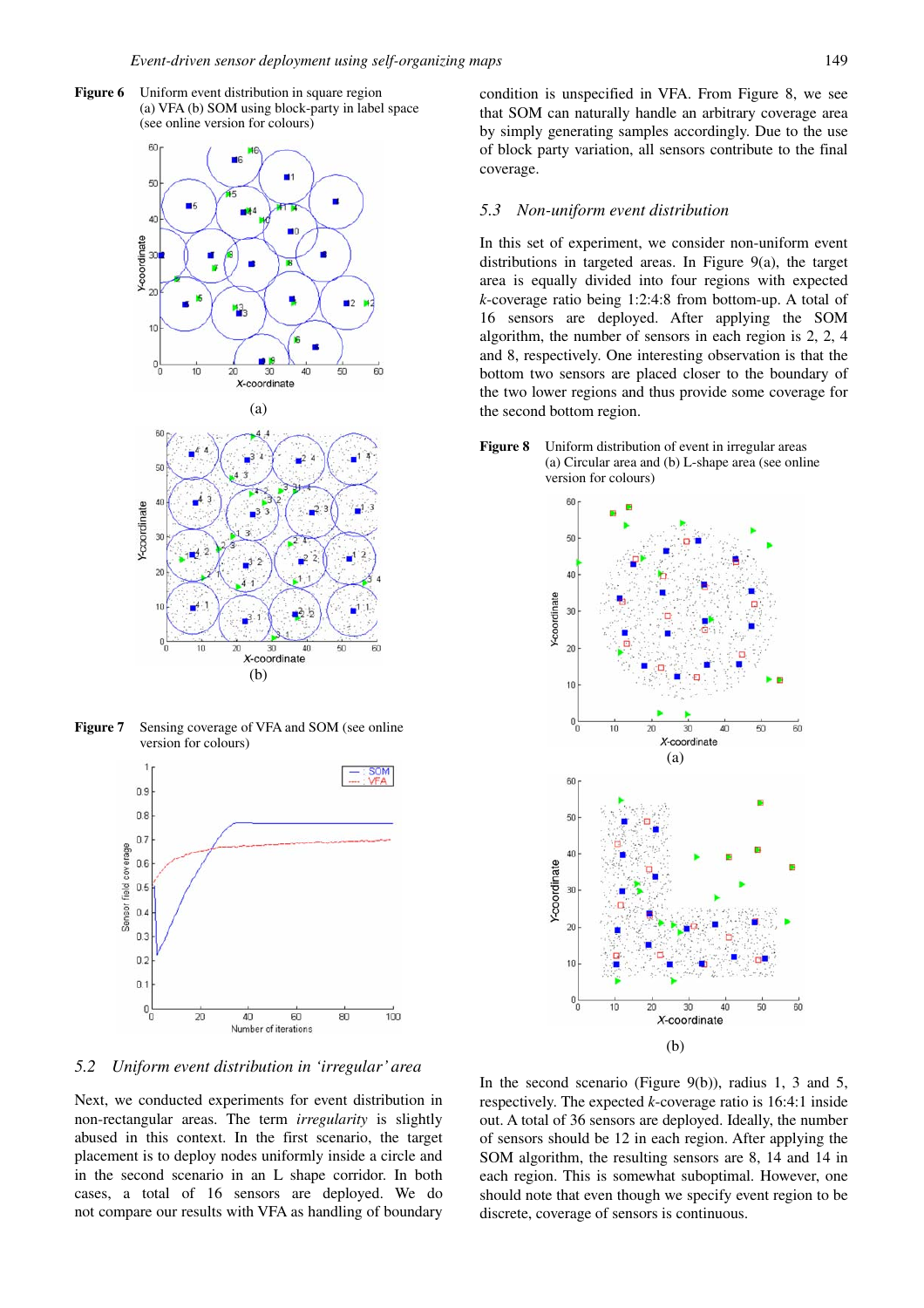**Figure 6** Uniform event distribution in square region (a) VFA (b) SOM using block-party in label space (see online version for colours)

(a)

(b)

**Figure 7** Sensing coverage of VFA and SOM (see online version for colours)

### 5.2 *Uniform event distribution in 'irregular' area*

Next, we conducted experiments for event distribution in non-rectangular areas. The term *irregularity* is slightly abused in this context. In the first scenario, the target placement is to deploy nodes uniformly inside a circle and in the second scenario in an L shape corridor. In both cases, a total of 16 sensors are deployed. We do not compare our results with VFA as handling of boundary condition is unspecified in VFA. From Figure 8, we see that SOM can naturally handle an arbitrary coverage area by simply generating samples accordingly. Due to the use of block party variation, all sensors contribute to the final coverage.

### 5.3 *Non-uniform event distribution*

In this set of experiment, we consider non-uniform event distributions in targeted areas. In Figure 9(a), the target area is equally divided into four regions with expected $k$-coverage ratio being 1:2:4:8 from bottom-up. A total of 16 sensors are deployed. After applying the SOM algorithm, the number of sensors in each region is 2, 2, 4 and 8, respectively. One interesting observation is that the bottom two sensors are placed closer to the boundary of the two lower regions and thus provide some coverage for the second bottom region.

**Figure 8** Uniform distribution of event in irregular areas (a) Circular area and (b) L-shape area (see online version for colours)

(a)

(b)

In the second scenario (Figure 9(b)), radius 1, 3 and 5, respectively. The expected $k$-coverage ratio is 16:4:1 inside out. A total of 36 sensors are deployed. Ideally, the number of sensors should be 12 in each region. After applying the SOM algorithm, the resulting sensors are 8, 14 and 14 in each region. This is somewhat suboptimal. However, one should note that even though we specify event region to be discrete, coverage of sensors is continuous.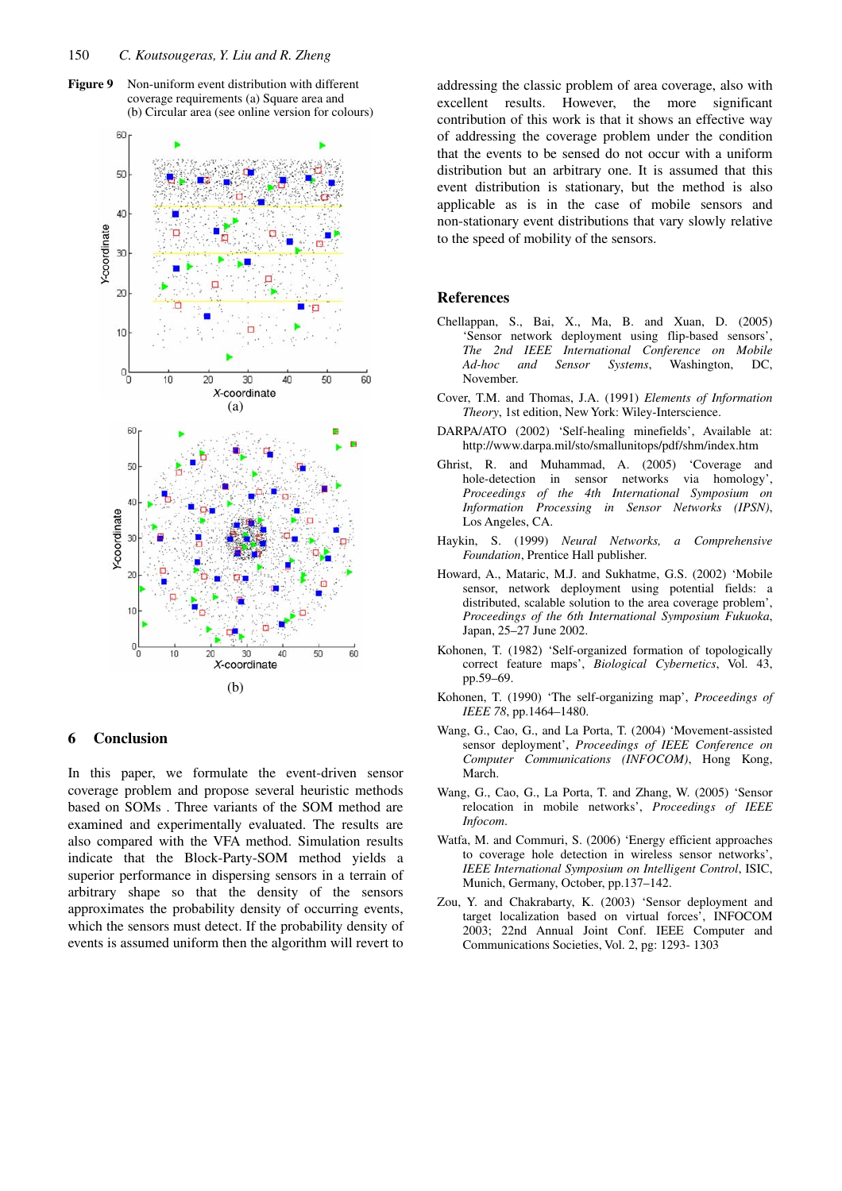**Figure 9** Non-uniform event distribution with different coverage requirements (a) Square area and (b) Circular area (see online version for colours)

## 6 Conclusion

In this paper, we formulate the event-driven sensor coverage problem and propose several heuristic methods based on SOMs . Three variants of the SOM method are examined and experimentally evaluated. The results are also compared with the VFA method. Simulation results indicate that the Block-Party-SOM method yields a superior performance in dispersing sensors in a terrain of arbitrary shape so that the density of the sensors approximates the probability density of occurring events, which the sensors must detect. If the probability density of events is assumed uniform then the algorithm will revert to addressing the classic problem of area coverage, also with excellent results. However, the more significant contribution of this work is that it shows an effective way of addressing the coverage problem under the condition that the events to be sensed do not occur with a uniform distribution but an arbitrary one. It is assumed that this event distribution is stationary, but the method is also applicable as is in the case of mobile sensors and non-stationary event distributions that vary slowly relative to the speed of mobility of the sensors.

## References

Chellappan, S., Bai, X., Ma, B. and Xuan, D. (2005) 'Sensor network deployment using flip-based sensors', *The 2nd IEEE International Conference on Mobile Ad-hoc and Sensor Systems*, Washington, DC, November.

Cover, T.M. and Thomas, J.A. (1991) *Elements of Information Theory*, 1st edition, New York: Wiley-Interscience.

DARPA/ATO (2002) 'Self-healing minefields', Available at: http://www.darpa.mil/sto/smallunitops/pdf/shm/index.htm

Ghrist, R. and Muhammad, A. (2005) 'Coverage and hole-detection in sensor networks via homology', *Proceedings of the 4th International Symposium on Information Processing in Sensor Networks (IPSN)*, Los Angeles, CA.

Haykin, S. (1999) *Neural Networks, a Comprehensive Foundation*, Prentice Hall publisher.

Howard, A., Mataric, M.J. and Sukhatme, G.S. (2002) 'Mobile sensor, network deployment using potential fields: a distributed, scalable solution to the area coverage problem', *Proceedings of the 6th International Symposium Fukuoka*, Japan, 25–27 June 2002.

Kohonen, T. (1982) 'Self-organized formation of topologically correct feature maps', *Biological Cybernetics*, Vol. 43, pp.59–69.

Kohonen, T. (1990) 'The self-organizing map', *Proceedings of IEEE 78*, pp.1464–1480.

Wang, G., Cao, G., and La Porta, T. (2004) 'Movement-assisted sensor deployment', *Proceedings of IEEE Conference on Computer Communications (INFOCOM)*, Hong Kong, March.

Wang, G., Cao, G., La Porta, T. and Zhang, W. (2005) 'Sensor relocation in mobile networks', *Proceedings of IEEE Infocom*.

Watfa, M. and Commuri, S. (2006) 'Energy efficient approaches to coverage hole detection in wireless sensor networks', *IEEE International Symposium on Intelligent Control*, ISIC, Munich, Germany, October, pp.137–142.

Zou, Y. and Chakrabarty, K. (2003) 'Sensor deployment and target localization based on virtual forces', INFOCOM 2003; 22nd Annual Joint Conf. IEEE Computer and Communications Societies, Vol. 2, pg: 1293- 1303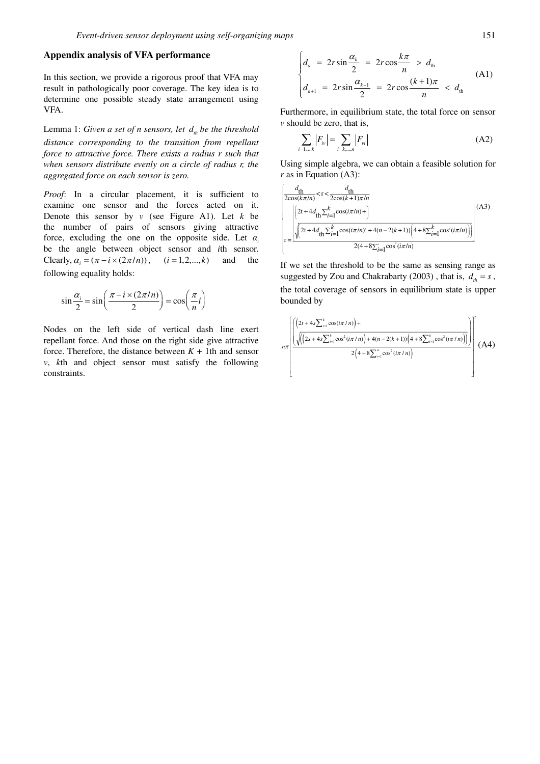## Appendix analysis of VFA performance

In this section, we provide a rigorous proof that VFA may result in pathologically poor coverage. The key idea is to determine one possible steady state arrangement using VFA.

Lemma 1: *Given a set of n sensors, let $d_{th}$ be the threshold distance corresponding to the transition from repellant force to attractive force. There exists a radius r such that when sensors distribute evenly on a circle of radius r, the aggregated force on each sensor is zero.*

*Proof*: In a circular placement, it is sufficient to examine one sensor and the forces acted on it. Denote this sensor by *v* (see Figure A1). Let *k* be the number of pairs of sensors giving attractive force, excluding the one on the opposite side. Let $\alpha_i$ be the angle between object sensor and *i*th sensor. Clearly, $\alpha_i = (\pi - i \times (2\pi/n))$, $(i = 1,2,...,k)$ and the following equality holds:

$$\sin\frac{\alpha_i}{2} = \sin\left(\frac{\pi - i \times (2\pi/n)}{2}\right) = \cos\left(\frac{\pi}{n}i\right)$$

Nodes on the left side of vertical dash line exert repellant force. And those on the right side give attractive force. Therefore, the distance between *K* + 1th and sensor *v*, *k*th and object sensor must satisfy the following constraints.

$$\begin{cases} d_a = 2r\sin\dfrac{\alpha_k}{2} = 2r\cos\dfrac{k\pi}{n} > d_{\text{th}} \\ d_{a+1} = 2r\sin\dfrac{\alpha_{k+1}}{2} = 2r\cos\dfrac{(k+1)\pi}{n} < d_{\text{th}} \end{cases} \tag{A1}$$

Furthermore, in equilibrium state, the total force on sensor *v* should be zero, that is,

$$\sum_{i=1,...,k} |F_{iv}| = \sum_{i=k,...,n} |F_{vi}| \tag{A2}$$

Using simple algebra, we can obtain a feasible solution for *r* as in Equation (A3):

$$\begin{cases} \dfrac{d_{\text{th}}}{2\cos(k\pi/n)} < \text{r} < \dfrac{d_{\text{th}}}{2\cos(k+1)\pi/n} \\ \text{r} = \left\lceil \dfrac{\left(2\text{t} + 4d_{\text{th}}\sum_{i=1}^{k}\cos(i\pi/n) + \right)}{\left(\sqrt{\left(2\text{t} + 4d_{\text{th}}\sum_{i=1}^{k}\cos(i\pi/n)^2 + 4(n-2(k+1))\left(4 + 8\sum_{i=1}^{k}\cos^2(i\pi/n)\right)\right)}\right) \over 2(4 + 8\sum_{i=1}^{n}\cos^2(i\pi/n))} \right\rceil \end{cases} \tag{A3}$$

If we set the threshold to be the same as sensing range as suggested by Zou and Chakrabarty (2003), that is, $d_{th} = s$, the total coverage of sensors in equilibrium state is upper bounded by

$$n\pi\left\lceil \frac{\left(\left(2t + 4s\sum_{i=1}^{k}\cos(i\pi/n)\right) + \right)}{\left(\sqrt{\left(\left(2s + 4s\sum_{i=1}^{k}\cos^2(i\pi/n)\right) + 4(n-2(k+1))\left(4 + 8\sum_{i=1}^{k}\cos^2(i\pi/n)\right)\right)}\right) \over 2\left(4 + 8\sum_{i=1}^{n}\cos^2(i\pi/n)\right)} \right\rceil^2 \tag{A4}$$